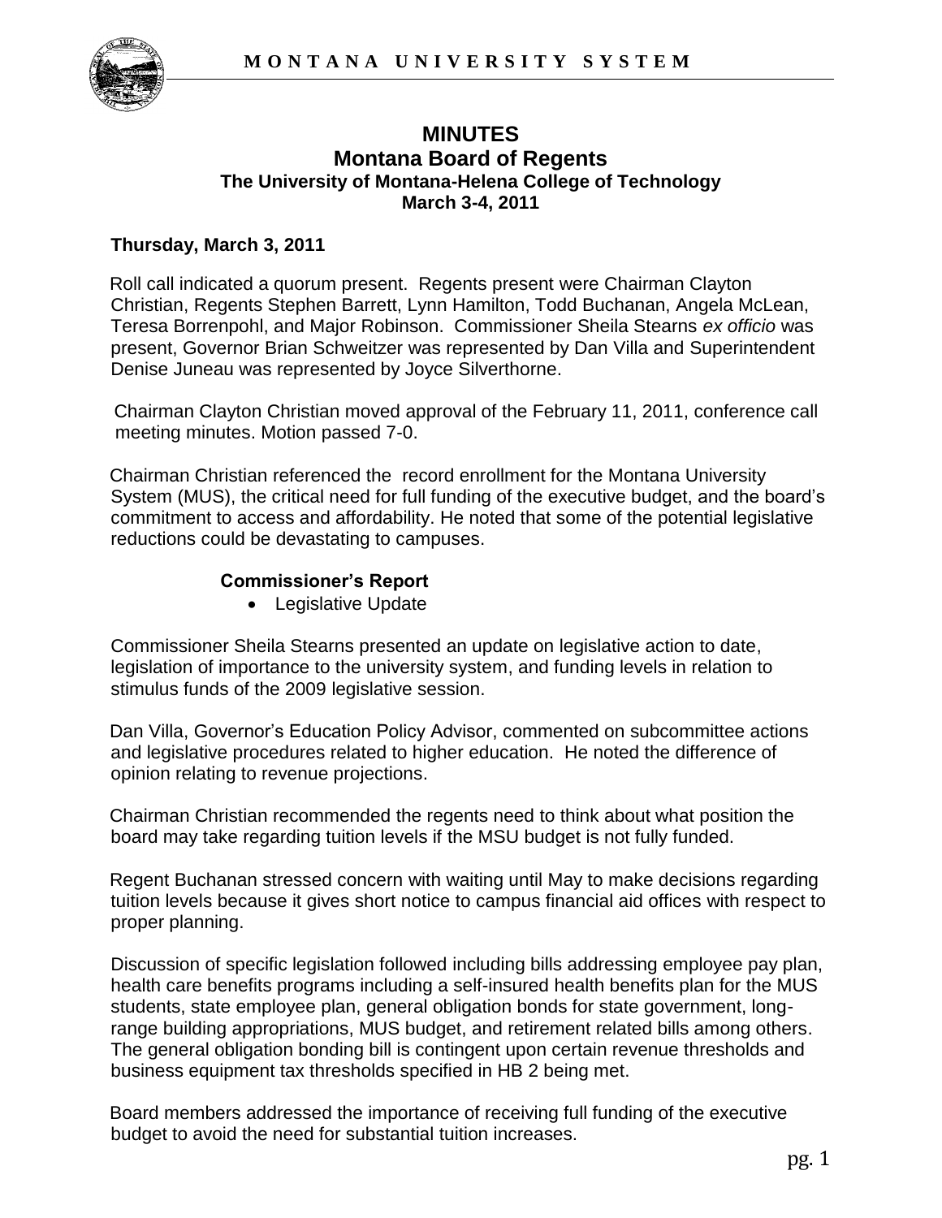# MINUTES
## Montana Board of Regents
### The University of Montana-Helena College of Technology
### March 3-4, 2011

**Thursday, March 3, 2011**

Roll call indicated a quorum present. Regents present were Chairman Clayton Christian, Regents Stephen Barrett, Lynn Hamilton, Todd Buchanan, Angela McLean, Teresa Borrenpohl, and Major Robinson. Commissioner Sheila Stearns *ex officio* was present, Governor Brian Schweitzer was represented by Dan Villa and Superintendent Denise Juneau was represented by Joyce Silverthorne.

Chairman Clayton Christian moved approval of the February 11, 2011, conference call meeting minutes. Motion passed 7-0.

Chairman Christian referenced the record enrollment for the Montana University System (MUS), the critical need for full funding of the executive budget, and the board's commitment to access and affordability. He noted that some of the potential legislative reductions could be devastating to campuses.

**Commissioner's Report**

- Legislative Update

Commissioner Sheila Stearns presented an update on legislative action to date, legislation of importance to the university system, and funding levels in relation to stimulus funds of the 2009 legislative session.

Dan Villa, Governor's Education Policy Advisor, commented on subcommittee actions and legislative procedures related to higher education. He noted the difference of opinion relating to revenue projections.

Chairman Christian recommended the regents need to think about what position the board may take regarding tuition levels if the MSU budget is not fully funded.

Regent Buchanan stressed concern with waiting until May to make decisions regarding tuition levels because it gives short notice to campus financial aid offices with respect to proper planning.

Discussion of specific legislation followed including bills addressing employee pay plan, health care benefits programs including a self-insured health benefits plan for the MUS students, state employee plan, general obligation bonds for state government, long-range building appropriations, MUS budget, and retirement related bills among others. The general obligation bonding bill is contingent upon certain revenue thresholds and business equipment tax thresholds specified in HB 2 being met.

Board members addressed the importance of receiving full funding of the executive budget to avoid the need for substantial tuition increases.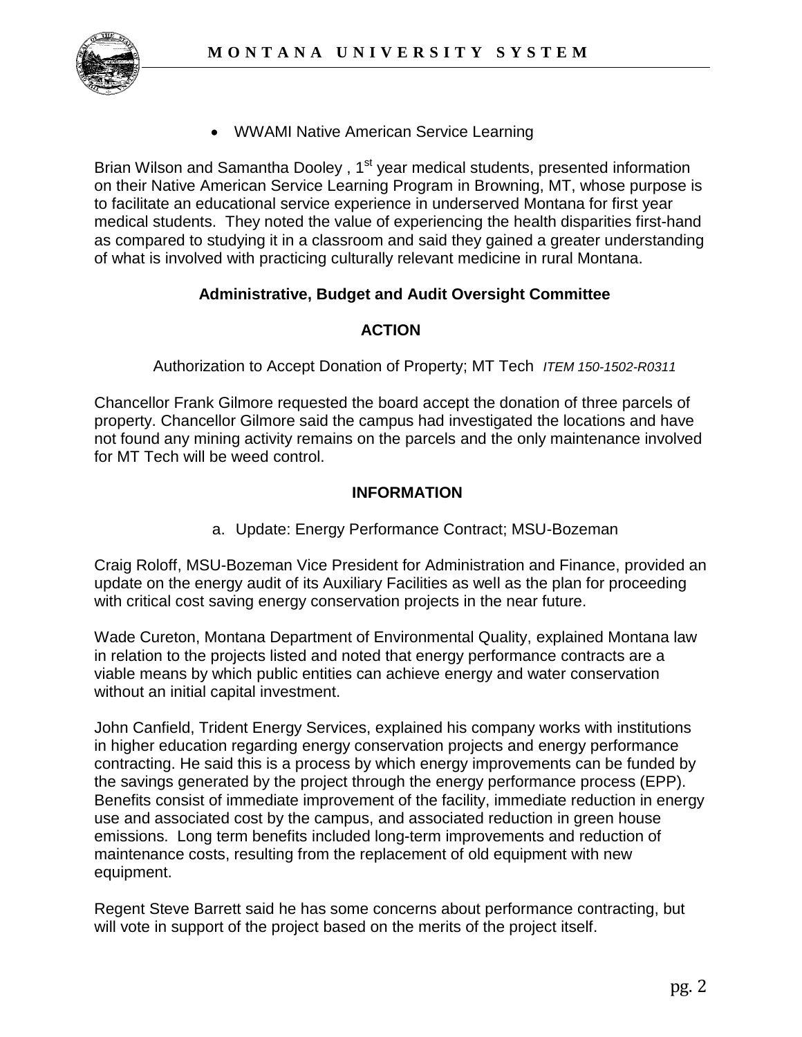- WWAMI Native American Service Learning

Brian Wilson and Samantha Dooley , 1st year medical students, presented information on their Native American Service Learning Program in Browning, MT, whose purpose is to facilitate an educational service experience in underserved Montana for first year medical students. They noted the value of experiencing the health disparities first-hand as compared to studying it in a classroom and said they gained a greater understanding of what is involved with practicing culturally relevant medicine in rural Montana.

**Administrative, Budget and Audit Oversight Committee**

**ACTION**

Authorization to Accept Donation of Property; MT Tech *ITEM 150-1502-R0311*

Chancellor Frank Gilmore requested the board accept the donation of three parcels of property. Chancellor Gilmore said the campus had investigated the locations and have not found any mining activity remains on the parcels and the only maintenance involved for MT Tech will be weed control.

**INFORMATION**

a. Update: Energy Performance Contract; MSU-Bozeman

Craig Roloff, MSU-Bozeman Vice President for Administration and Finance, provided an update on the energy audit of its Auxiliary Facilities as well as the plan for proceeding with critical cost saving energy conservation projects in the near future.

Wade Cureton, Montana Department of Environmental Quality, explained Montana law in relation to the projects listed and noted that energy performance contracts are a viable means by which public entities can achieve energy and water conservation without an initial capital investment.

John Canfield, Trident Energy Services, explained his company works with institutions in higher education regarding energy conservation projects and energy performance contracting. He said this is a process by which energy improvements can be funded by the savings generated by the project through the energy performance process (EPP). Benefits consist of immediate improvement of the facility, immediate reduction in energy use and associated cost by the campus, and associated reduction in green house emissions. Long term benefits included long-term improvements and reduction of maintenance costs, resulting from the replacement of old equipment with new equipment.

Regent Steve Barrett said he has some concerns about performance contracting, but will vote in support of the project based on the merits of the project itself.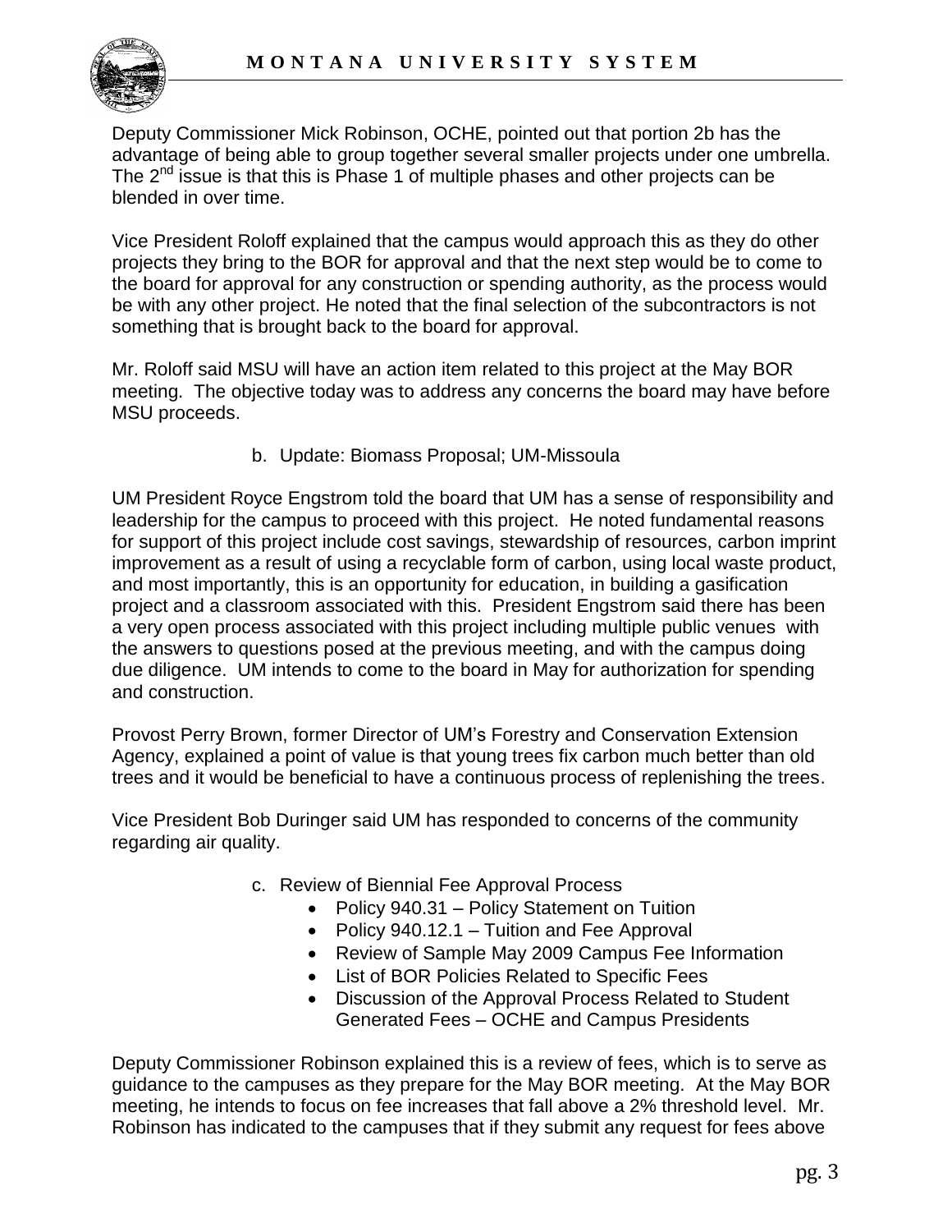Deputy Commissioner Mick Robinson, OCHE, pointed out that portion 2b has the advantage of being able to group together several smaller projects under one umbrella. The 2nd issue is that this is Phase 1 of multiple phases and other projects can be blended in over time.

Vice President Roloff explained that the campus would approach this as they do other projects they bring to the BOR for approval and that the next step would be to come to the board for approval for any construction or spending authority, as the process would be with any other project. He noted that the final selection of the subcontractors is not something that is brought back to the board for approval.

Mr. Roloff said MSU will have an action item related to this project at the May BOR meeting. The objective today was to address any concerns the board may have before MSU proceeds.

b. Update: Biomass Proposal; UM-Missoula

UM President Royce Engstrom told the board that UM has a sense of responsibility and leadership for the campus to proceed with this project. He noted fundamental reasons for support of this project include cost savings, stewardship of resources, carbon imprint improvement as a result of using a recyclable form of carbon, using local waste product, and most importantly, this is an opportunity for education, in building a gasification project and a classroom associated with this. President Engstrom said there has been a very open process associated with this project including multiple public venues with the answers to questions posed at the previous meeting, and with the campus doing due diligence. UM intends to come to the board in May for authorization for spending and construction.

Provost Perry Brown, former Director of UM's Forestry and Conservation Extension Agency, explained a point of value is that young trees fix carbon much better than old trees and it would be beneficial to have a continuous process of replenishing the trees.

Vice President Bob Duringer said UM has responded to concerns of the community regarding air quality.

c. Review of Biennial Fee Approval Process
- Policy 940.31 – Policy Statement on Tuition
- Policy 940.12.1 – Tuition and Fee Approval
- Review of Sample May 2009 Campus Fee Information
- List of BOR Policies Related to Specific Fees
- Discussion of the Approval Process Related to Student Generated Fees – OCHE and Campus Presidents

Deputy Commissioner Robinson explained this is a review of fees, which is to serve as guidance to the campuses as they prepare for the May BOR meeting. At the May BOR meeting, he intends to focus on fee increases that fall above a 2% threshold level. Mr. Robinson has indicated to the campuses that if they submit any request for fees above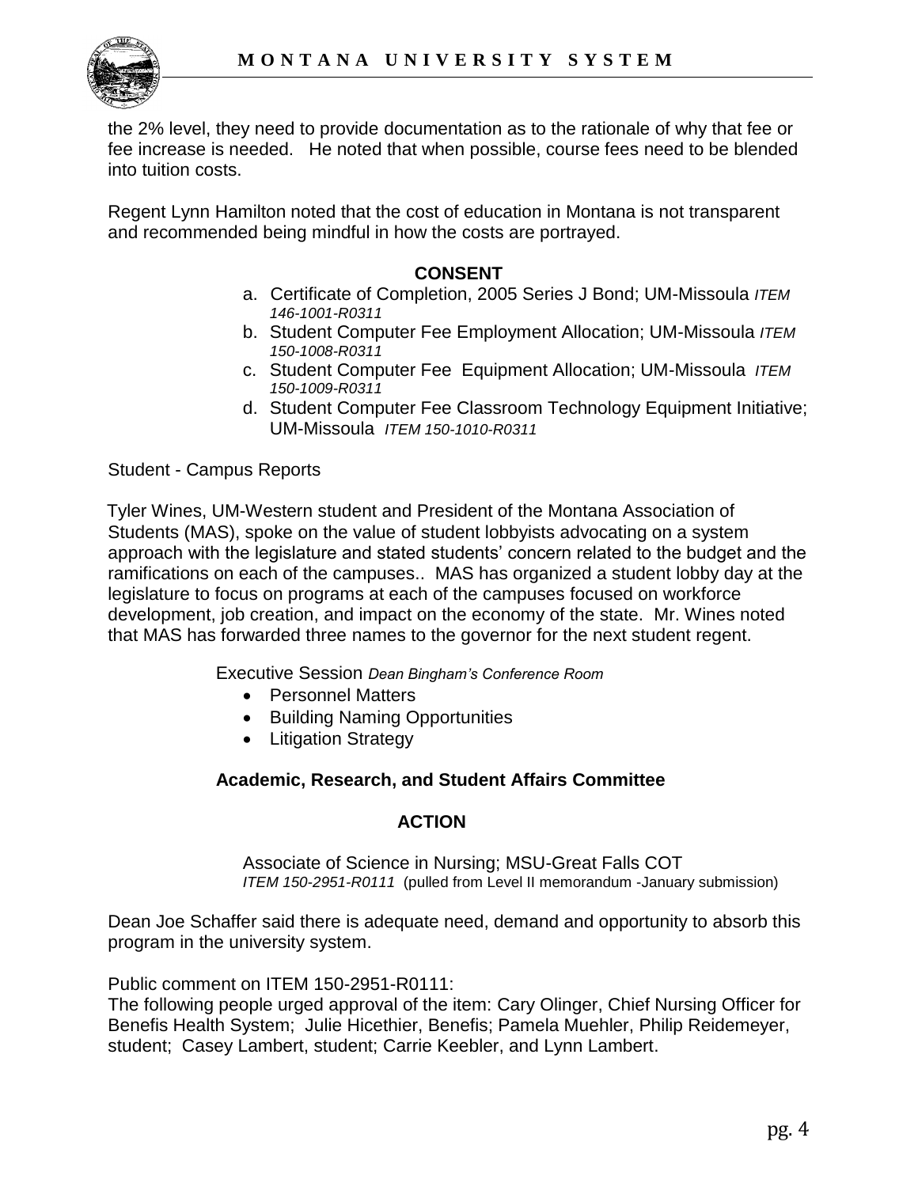the 2% level, they need to provide documentation as to the rationale of why that fee or fee increase is needed. He noted that when possible, course fees need to be blended into tuition costs.

Regent Lynn Hamilton noted that the cost of education in Montana is not transparent and recommended being mindful in how the costs are portrayed.

**CONSENT**

a. Certificate of Completion, 2005 Series J Bond; UM-Missoula *ITEM 146-1001-R0311*
b. Student Computer Fee Employment Allocation; UM-Missoula *ITEM 150-1008-R0311*
c. Student Computer Fee Equipment Allocation; UM-Missoula *ITEM 150-1009-R0311*
d. Student Computer Fee Classroom Technology Equipment Initiative; UM-Missoula *ITEM 150-1010-R0311*

Student - Campus Reports

Tyler Wines, UM-Western student and President of the Montana Association of Students (MAS), spoke on the value of student lobbyists advocating on a system approach with the legislature and stated students' concern related to the budget and the ramifications on each of the campuses.. MAS has organized a student lobby day at the legislature to focus on programs at each of the campuses focused on workforce development, job creation, and impact on the economy of the state. Mr. Wines noted that MAS has forwarded three names to the governor for the next student regent.

Executive Session *Dean Bingham's Conference Room*

- Personnel Matters
- Building Naming Opportunities
- Litigation Strategy

**Academic, Research, and Student Affairs Committee**

**ACTION**

Associate of Science in Nursing; MSU-Great Falls COT
*ITEM 150-2951-R0111* (pulled from Level II memorandum -January submission)

Dean Joe Schaffer said there is adequate need, demand and opportunity to absorb this program in the university system.

Public comment on ITEM 150-2951-R0111:
The following people urged approval of the item: Cary Olinger, Chief Nursing Officer for Benefis Health System; Julie Hicethier, Benefis; Pamela Muehler, Philip Reidemeyer, student; Casey Lambert, student; Carrie Keebler, and Lynn Lambert.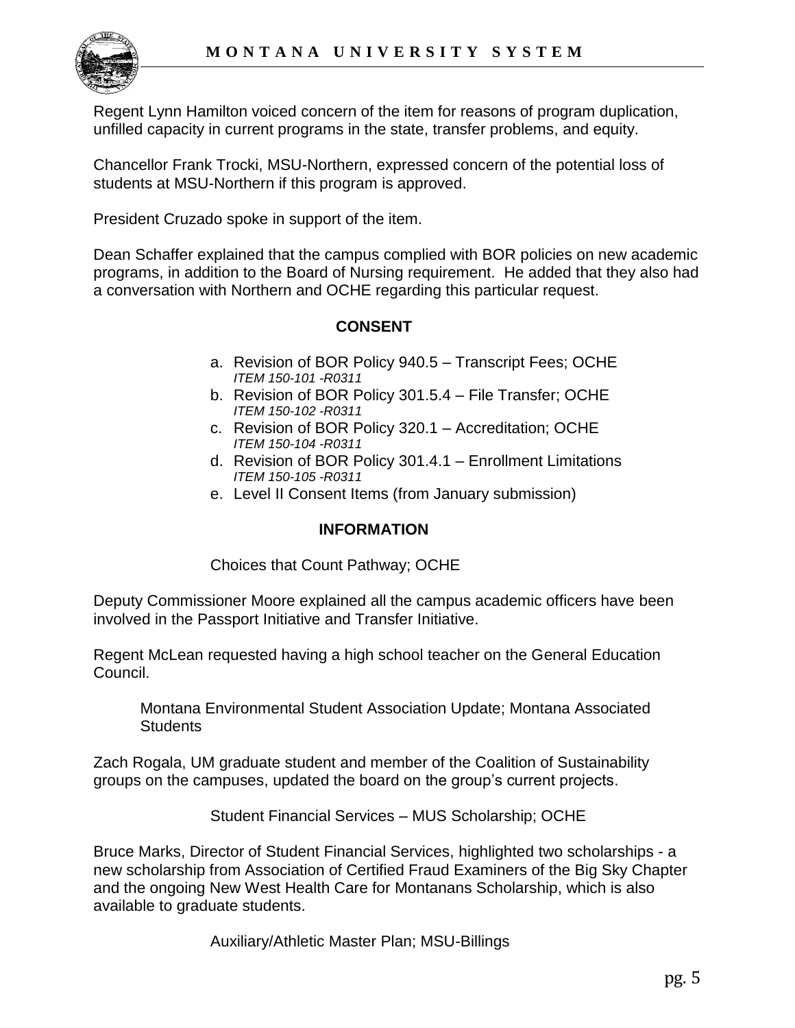Regent Lynn Hamilton voiced concern of the item for reasons of program duplication, unfilled capacity in current programs in the state, transfer problems, and equity.

Chancellor Frank Trocki, MSU-Northern, expressed concern of the potential loss of students at MSU-Northern if this program is approved.

President Cruzado spoke in support of the item.

Dean Schaffer explained that the campus complied with BOR policies on new academic programs, in addition to the Board of Nursing requirement. He added that they also had a conversation with Northern and OCHE regarding this particular request.

**CONSENT**

a. Revision of BOR Policy 940.5 – Transcript Fees; OCHE
   *ITEM 150-101 -R0311*
b. Revision of BOR Policy 301.5.4 – File Transfer; OCHE
   *ITEM 150-102 -R0311*
c. Revision of BOR Policy 320.1 – Accreditation; OCHE
   *ITEM 150-104 -R0311*
d. Revision of BOR Policy 301.4.1 – Enrollment Limitations
   *ITEM 150-105 -R0311*
e. Level II Consent Items (from January submission)

**INFORMATION**

Choices that Count Pathway; OCHE

Deputy Commissioner Moore explained all the campus academic officers have been involved in the Passport Initiative and Transfer Initiative.

Regent McLean requested having a high school teacher on the General Education Council.

Montana Environmental Student Association Update; Montana Associated Students

Zach Rogala, UM graduate student and member of the Coalition of Sustainability groups on the campuses, updated the board on the group's current projects.

Student Financial Services – MUS Scholarship; OCHE

Bruce Marks, Director of Student Financial Services, highlighted two scholarships - a new scholarship from Association of Certified Fraud Examiners of the Big Sky Chapter and the ongoing New West Health Care for Montanans Scholarship, which is also available to graduate students.

Auxiliary/Athletic Master Plan; MSU-Billings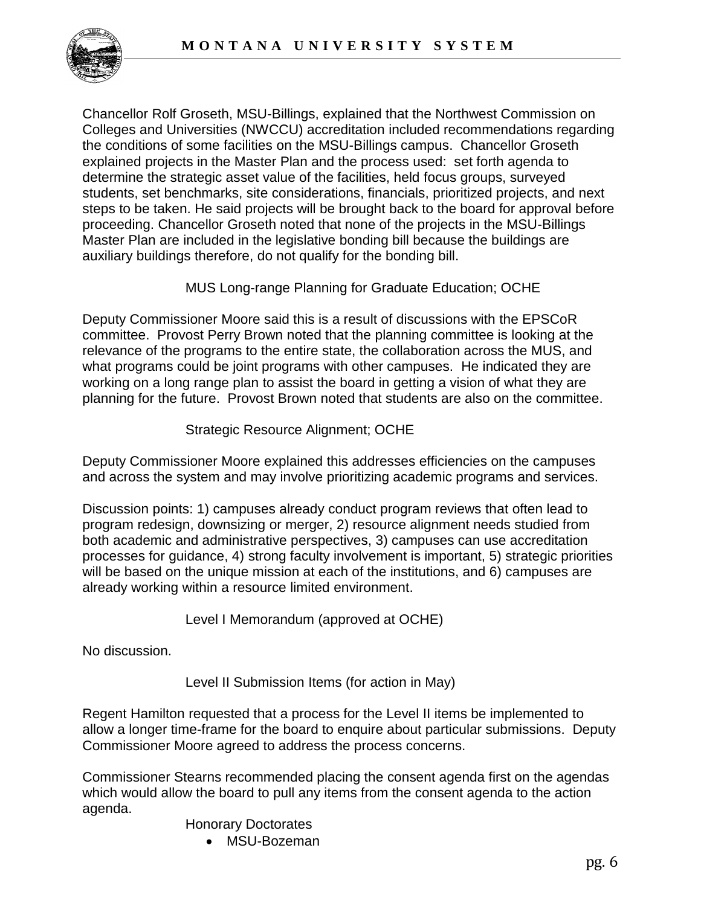Chancellor Rolf Groseth, MSU-Billings, explained that the Northwest Commission on Colleges and Universities (NWCCU) accreditation included recommendations regarding the conditions of some facilities on the MSU-Billings campus. Chancellor Groseth explained projects in the Master Plan and the process used: set forth agenda to determine the strategic asset value of the facilities, held focus groups, surveyed students, set benchmarks, site considerations, financials, prioritized projects, and next steps to be taken. He said projects will be brought back to the board for approval before proceeding. Chancellor Groseth noted that none of the projects in the MSU-Billings Master Plan are included in the legislative bonding bill because the buildings are auxiliary buildings therefore, do not qualify for the bonding bill.

MUS Long-range Planning for Graduate Education; OCHE

Deputy Commissioner Moore said this is a result of discussions with the EPSCoR committee. Provost Perry Brown noted that the planning committee is looking at the relevance of the programs to the entire state, the collaboration across the MUS, and what programs could be joint programs with other campuses. He indicated they are working on a long range plan to assist the board in getting a vision of what they are planning for the future. Provost Brown noted that students are also on the committee.

Strategic Resource Alignment; OCHE

Deputy Commissioner Moore explained this addresses efficiencies on the campuses and across the system and may involve prioritizing academic programs and services.

Discussion points: 1) campuses already conduct program reviews that often lead to program redesign, downsizing or merger, 2) resource alignment needs studied from both academic and administrative perspectives, 3) campuses can use accreditation processes for guidance, 4) strong faculty involvement is important, 5) strategic priorities will be based on the unique mission at each of the institutions, and 6) campuses are already working within a resource limited environment.

Level I Memorandum (approved at OCHE)

No discussion.

Level II Submission Items (for action in May)

Regent Hamilton requested that a process for the Level II items be implemented to allow a longer time-frame for the board to enquire about particular submissions. Deputy Commissioner Moore agreed to address the process concerns.

Commissioner Stearns recommended placing the consent agenda first on the agendas which would allow the board to pull any items from the consent agenda to the action agenda.

Honorary Doctorates

- MSU-Bozeman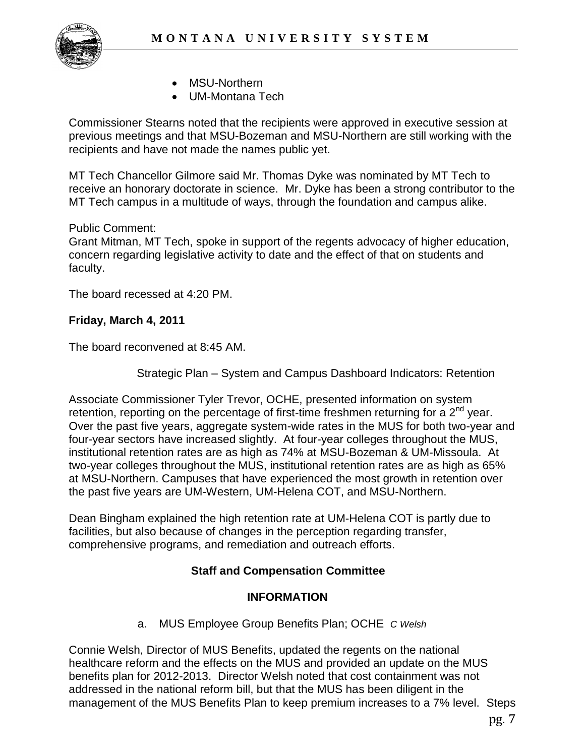- MSU-Northern
- UM-Montana Tech

Commissioner Stearns noted that the recipients were approved in executive session at previous meetings and that MSU-Bozeman and MSU-Northern are still working with the recipients and have not made the names public yet.

MT Tech Chancellor Gilmore said Mr. Thomas Dyke was nominated by MT Tech to receive an honorary doctorate in science. Mr. Dyke has been a strong contributor to the MT Tech campus in a multitude of ways, through the foundation and campus alike.

Public Comment:
Grant Mitman, MT Tech, spoke in support of the regents advocacy of higher education, concern regarding legislative activity to date and the effect of that on students and faculty.

The board recessed at 4:20 PM.

**Friday, March 4, 2011**

The board reconvened at 8:45 AM.

Strategic Plan – System and Campus Dashboard Indicators: Retention

Associate Commissioner Tyler Trevor, OCHE, presented information on system retention, reporting on the percentage of first-time freshmen returning for a 2nd year. Over the past five years, aggregate system-wide rates in the MUS for both two-year and four-year sectors have increased slightly. At four-year colleges throughout the MUS, institutional retention rates are as high as 74% at MSU-Bozeman & UM-Missoula. At two-year colleges throughout the MUS, institutional retention rates are as high as 65% at MSU-Northern. Campuses that have experienced the most growth in retention over the past five years are UM-Western, UM-Helena COT, and MSU-Northern.

Dean Bingham explained the high retention rate at UM-Helena COT is partly due to facilities, but also because of changes in the perception regarding transfer, comprehensive programs, and remediation and outreach efforts.

**Staff and Compensation Committee**

**INFORMATION**

a. MUS Employee Group Benefits Plan; OCHE *C Welsh*

Connie Welsh, Director of MUS Benefits, updated the regents on the national healthcare reform and the effects on the MUS and provided an update on the MUS benefits plan for 2012-2013. Director Welsh noted that cost containment was not addressed in the national reform bill, but that the MUS has been diligent in the management of the MUS Benefits Plan to keep premium increases to a 7% level. Steps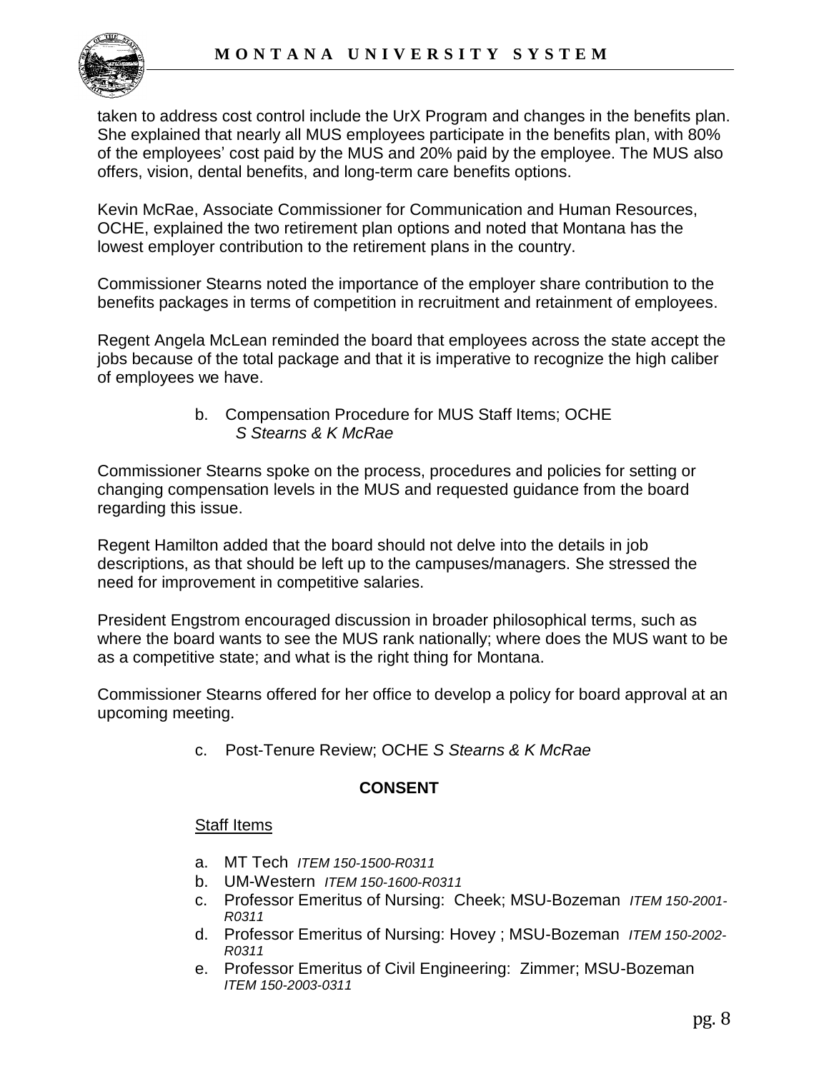taken to address cost control include the UrX Program and changes in the benefits plan. She explained that nearly all MUS employees participate in the benefits plan, with 80% of the employees' cost paid by the MUS and 20% paid by the employee. The MUS also offers, vision, dental benefits, and long-term care benefits options.

Kevin McRae, Associate Commissioner for Communication and Human Resources, OCHE, explained the two retirement plan options and noted that Montana has the lowest employer contribution to the retirement plans in the country.

Commissioner Stearns noted the importance of the employer share contribution to the benefits packages in terms of competition in recruitment and retainment of employees.

Regent Angela McLean reminded the board that employees across the state accept the jobs because of the total package and that it is imperative to recognize the high caliber of employees we have.

b. Compensation Procedure for MUS Staff Items; OCHE *S Stearns & K McRae*

Commissioner Stearns spoke on the process, procedures and policies for setting or changing compensation levels in the MUS and requested guidance from the board regarding this issue.

Regent Hamilton added that the board should not delve into the details in job descriptions, as that should be left up to the campuses/managers. She stressed the need for improvement in competitive salaries.

President Engstrom encouraged discussion in broader philosophical terms, such as where the board wants to see the MUS rank nationally; where does the MUS want to be as a competitive state; and what is the right thing for Montana.

Commissioner Stearns offered for her office to develop a policy for board approval at an upcoming meeting.

c. Post-Tenure Review; OCHE *S Stearns & K McRae*

**CONSENT**

Staff Items

a. MT Tech *ITEM 150-1500-R0311*
b. UM-Western *ITEM 150-1600-R0311*
c. Professor Emeritus of Nursing: Cheek; MSU-Bozeman *ITEM 150-2001-R0311*
d. Professor Emeritus of Nursing: Hovey ; MSU-Bozeman *ITEM 150-2002-R0311*
e. Professor Emeritus of Civil Engineering: Zimmer; MSU-Bozeman *ITEM 150-2003-0311*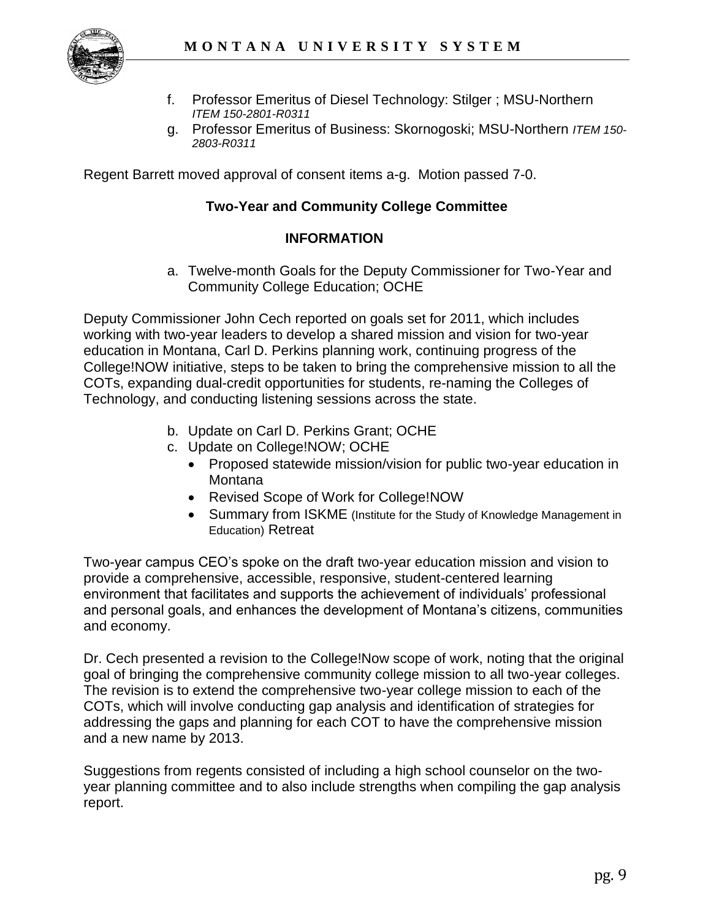f. Professor Emeritus of Diesel Technology: Stilger ; MSU-Northern *ITEM 150-2801-R0311*
g. Professor Emeritus of Business: Skornogoski; MSU-Northern *ITEM 150-2803-R0311*

Regent Barrett moved approval of consent items a-g. Motion passed 7-0.

**Two-Year and Community College Committee**

**INFORMATION**

a. Twelve-month Goals for the Deputy Commissioner for Two-Year and Community College Education; OCHE

Deputy Commissioner John Cech reported on goals set for 2011, which includes working with two-year leaders to develop a shared mission and vision for two-year education in Montana, Carl D. Perkins planning work, continuing progress of the College!NOW initiative, steps to be taken to bring the comprehensive mission to all the COTs, expanding dual-credit opportunities for students, re-naming the Colleges of Technology, and conducting listening sessions across the state.

b. Update on Carl D. Perkins Grant; OCHE
c. Update on College!NOW; OCHE
   - Proposed statewide mission/vision for public two-year education in Montana
   - Revised Scope of Work for College!NOW
   - Summary from ISKME (Institute for the Study of Knowledge Management in Education) Retreat

Two-year campus CEO's spoke on the draft two-year education mission and vision to provide a comprehensive, accessible, responsive, student-centered learning environment that facilitates and supports the achievement of individuals' professional and personal goals, and enhances the development of Montana's citizens, communities and economy.

Dr. Cech presented a revision to the College!Now scope of work, noting that the original goal of bringing the comprehensive community college mission to all two-year colleges. The revision is to extend the comprehensive two-year college mission to each of the COTs, which will involve conducting gap analysis and identification of strategies for addressing the gaps and planning for each COT to have the comprehensive mission and a new name by 2013.

Suggestions from regents consisted of including a high school counselor on the two-year planning committee and to also include strengths when compiling the gap analysis report.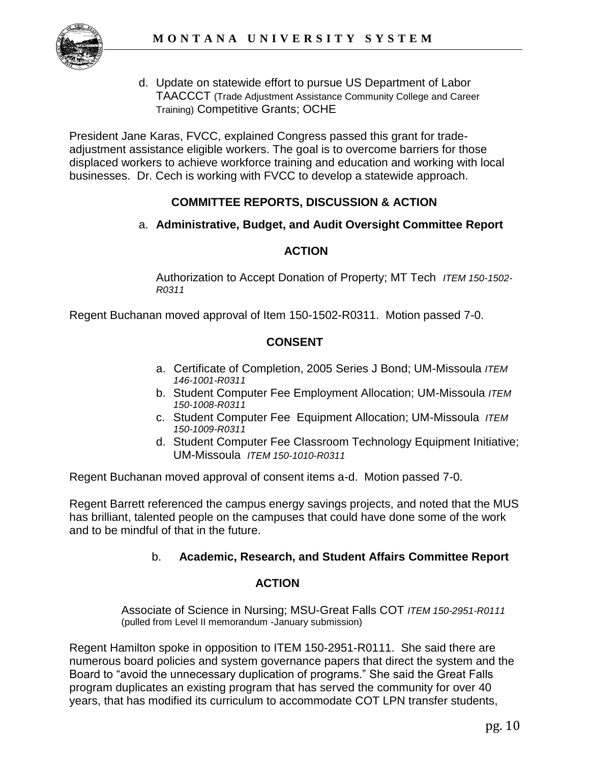d. Update on statewide effort to pursue US Department of Labor TAACCCT (Trade Adjustment Assistance Community College and Career Training) Competitive Grants; OCHE

President Jane Karas, FVCC, explained Congress passed this grant for trade-adjustment assistance eligible workers. The goal is to overcome barriers for those displaced workers to achieve workforce training and education and working with local businesses. Dr. Cech is working with FVCC to develop a statewide approach.

## COMMITTEE REPORTS, DISCUSSION & ACTION

### a. Administrative, Budget, and Audit Oversight Committee Report

**ACTION**

Authorization to Accept Donation of Property; MT Tech *ITEM 150-1502-R0311*

Regent Buchanan moved approval of Item 150-1502-R0311. Motion passed 7-0.

**CONSENT**

a. Certificate of Completion, 2005 Series J Bond; UM-Missoula *ITEM 146-1001-R0311*
b. Student Computer Fee Employment Allocation; UM-Missoula *ITEM 150-1008-R0311*
c. Student Computer Fee Equipment Allocation; UM-Missoula *ITEM 150-1009-R0311*
d. Student Computer Fee Classroom Technology Equipment Initiative; UM-Missoula *ITEM 150-1010-R0311*

Regent Buchanan moved approval of consent items a-d. Motion passed 7-0.

Regent Barrett referenced the campus energy savings projects, and noted that the MUS has brilliant, talented people on the campuses that could have done some of the work and to be mindful of that in the future.

### b. Academic, Research, and Student Affairs Committee Report

**ACTION**

Associate of Science in Nursing; MSU-Great Falls COT *ITEM 150-2951-R0111* (pulled from Level II memorandum -January submission)

Regent Hamilton spoke in opposition to ITEM 150-2951-R0111. She said there are numerous board policies and system governance papers that direct the system and the Board to "avoid the unnecessary duplication of programs." She said the Great Falls program duplicates an existing program that has served the community for over 40 years, that has modified its curriculum to accommodate COT LPN transfer students,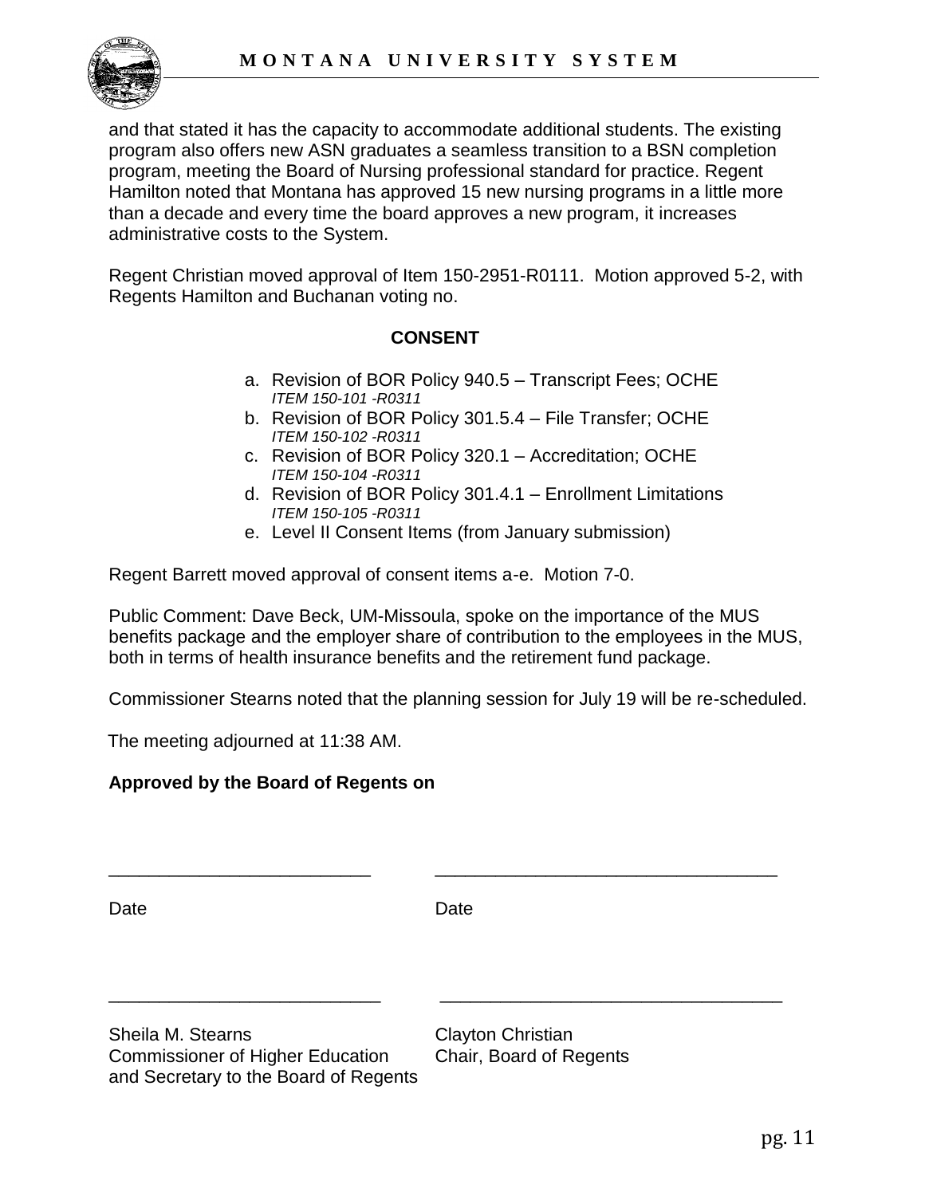and that stated it has the capacity to accommodate additional students. The existing program also offers new ASN graduates a seamless transition to a BSN completion program, meeting the Board of Nursing professional standard for practice. Regent Hamilton noted that Montana has approved 15 new nursing programs in a little more than a decade and every time the board approves a new program, it increases administrative costs to the System.

Regent Christian moved approval of Item 150-2951-R0111. Motion approved 5-2, with Regents Hamilton and Buchanan voting no.

**CONSENT**

a. Revision of BOR Policy 940.5 – Transcript Fees; OCHE
   *ITEM 150-101 -R0311*
b. Revision of BOR Policy 301.5.4 – File Transfer; OCHE
   *ITEM 150-102 -R0311*
c. Revision of BOR Policy 320.1 – Accreditation; OCHE
   *ITEM 150-104 -R0311*
d. Revision of BOR Policy 301.4.1 – Enrollment Limitations
   *ITEM 150-105 -R0311*
e. Level II Consent Items (from January submission)

Regent Barrett moved approval of consent items a-e. Motion 7-0.

Public Comment: Dave Beck, UM-Missoula, spoke on the importance of the MUS benefits package and the employer share of contribution to the employees in the MUS, both in terms of health insurance benefits and the retirement fund package.

Commissioner Stearns noted that the planning session for July 19 will be re-scheduled.

The meeting adjourned at 11:38 AM.

**Approved by the Board of Regents on**

\_\_\_\_\_\_\_\_\_\_\_\_\_\_\_\_\_\_\_\_\_\_\_\_\_\_ &nbsp;&nbsp;&nbsp;&nbsp; \_\_\_\_\_\_\_\_\_\_\_\_\_\_\_\_\_\_\_\_\_\_\_\_\_\_\_\_\_\_\_\_\_\_

Date &nbsp;&nbsp;&nbsp;&nbsp;&nbsp;&nbsp;&nbsp;&nbsp;&nbsp;&nbsp;&nbsp;&nbsp;&nbsp;&nbsp;&nbsp;&nbsp;&nbsp;&nbsp;&nbsp;&nbsp;&nbsp;&nbsp;&nbsp;&nbsp;&nbsp;&nbsp;&nbsp;&nbsp;&nbsp;&nbsp; Date

\_\_\_\_\_\_\_\_\_\_\_\_\_\_\_\_\_\_\_\_\_\_\_\_\_\_ &nbsp;&nbsp;&nbsp;&nbsp; \_\_\_\_\_\_\_\_\_\_\_\_\_\_\_\_\_\_\_\_\_\_\_\_\_\_\_\_\_\_\_\_\_\_

| | |
|---|---|
| Sheila M. Stearns | Clayton Christian |
| Commissioner of Higher Education | Chair, Board of Regents |
| and Secretary to the Board of Regents | |